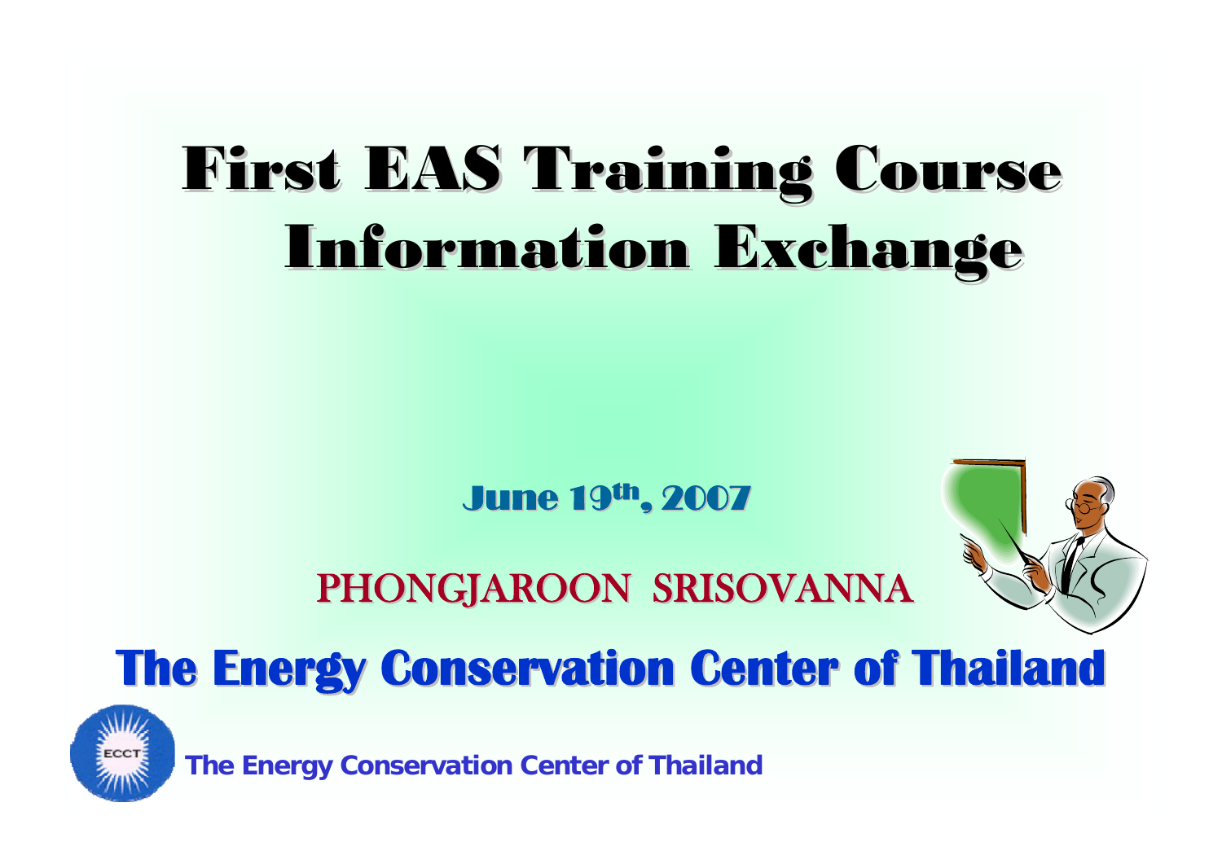# First EAS Training Course Information Exchange

**June 19th, 2007**

PHONGJAROON SRISOVANNA

## The Energy Conservation Center of Thailand

ECCT

**The Energy Conservation Center of Thailand**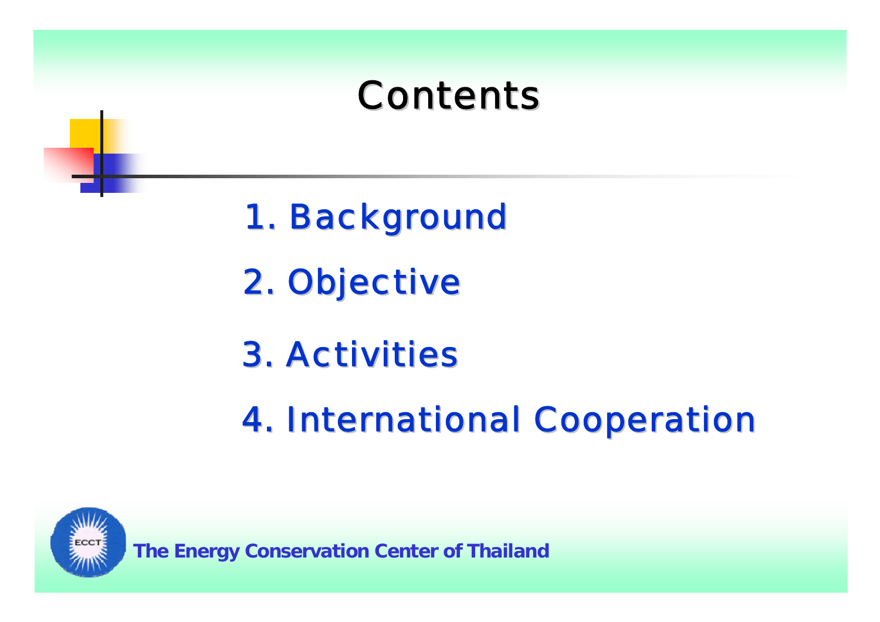# Contents

1. Background
2. Objective
3. Activities
4. International Cooperation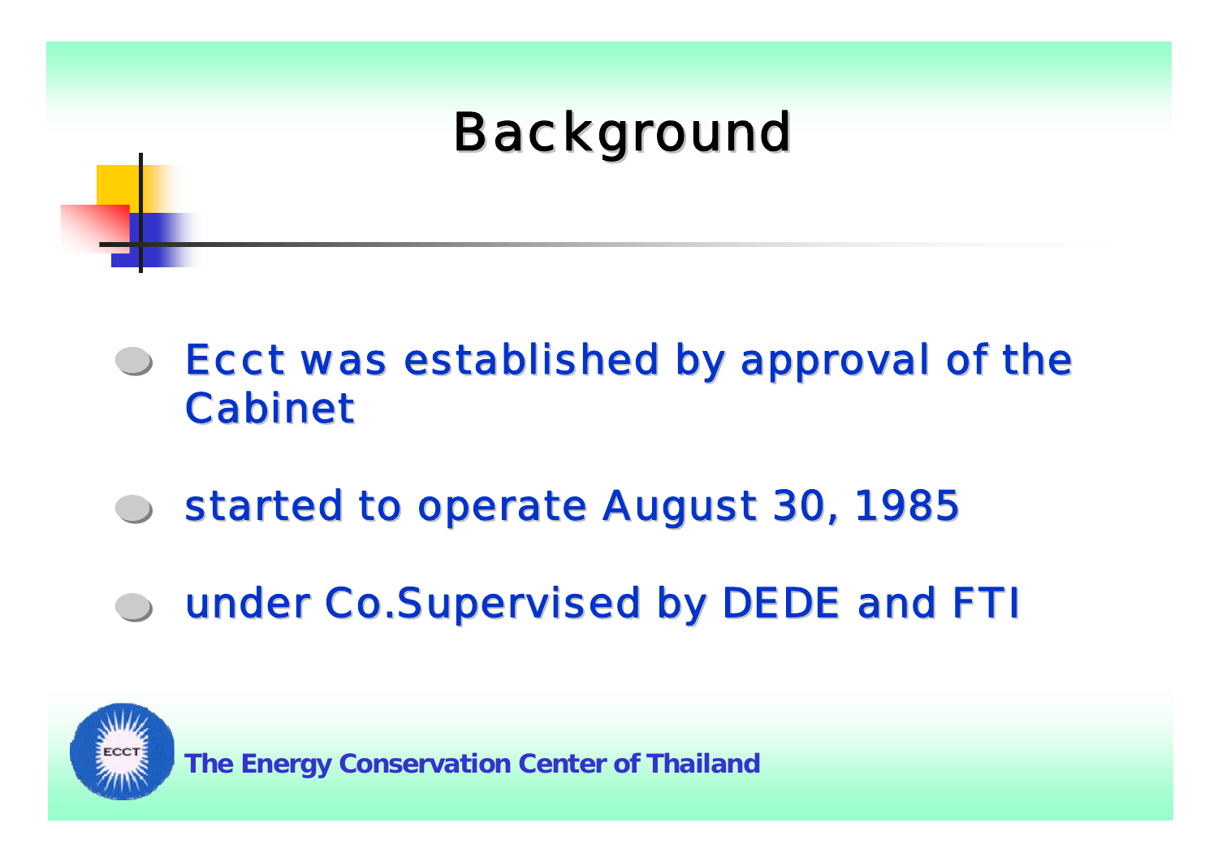# Background

- Ecct was established by approval of the Cabinet
- started to operate August 30, 1985
- under Co.Supervised by DEDE and FTI

**The Energy Conservation Center of Thailand**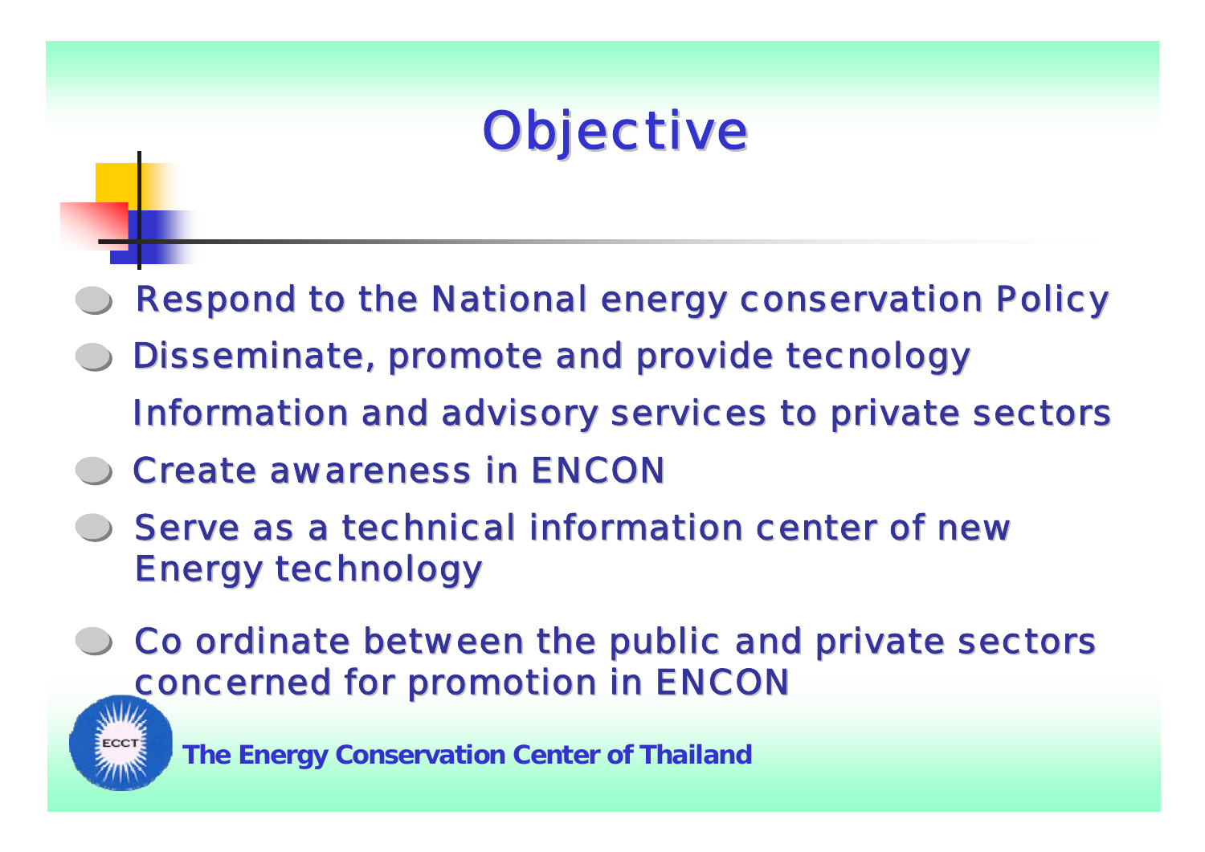# Objective

- Respond to the National energy conservation Policy
- Disseminate, promote and provide tecnology Information and advisory services to private sectors
- Create awareness in ENCON
- Serve as a technical information center of new Energy technology
- Co ordinate between the public and private sectors concerned for promotion in ENCON

**The Energy Conservation Center of Thailand**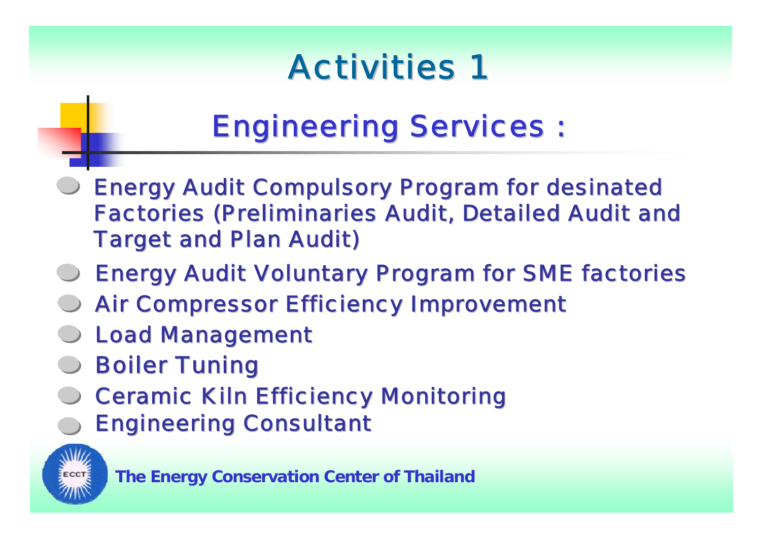# Activities 1

## Engineering Services :

- Energy Audit Compulsory Program for desinated Factories (Preliminaries Audit, Detailed Audit and Target and Plan Audit)
- Energy Audit Voluntary Program for SME factories
- Air Compressor Efficiency Improvement
- Load Management
- Boiler Tuning
- Ceramic Kiln Efficiency Monitoring
- Engineering Consultant

**The Energy Conservation Center of Thailand**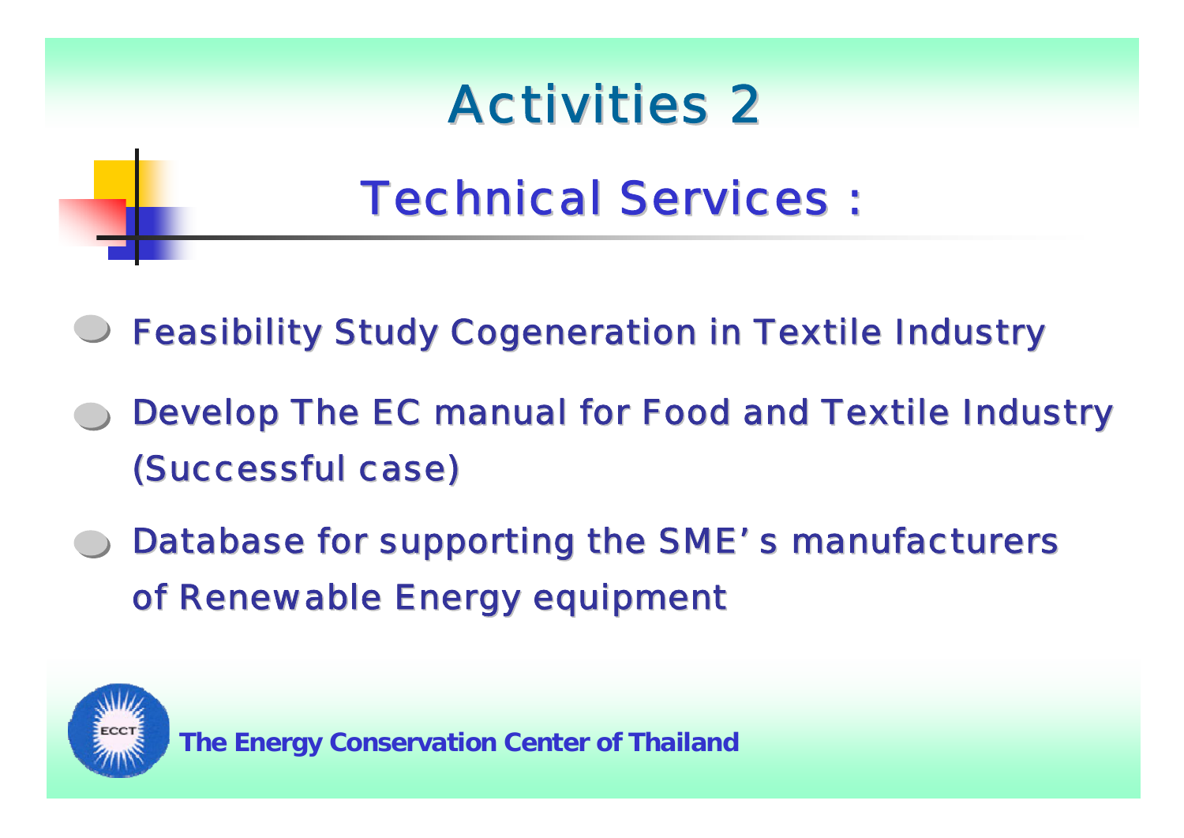# Activities 2

## Technical Services :

- Feasibility Study Cogeneration in Textile Industry
- Develop The EC manual for Food and Textile Industry (Successful case)
- Database for supporting the SME's manufacturers of Renewable Energy equipment

**The Energy Conservation Center of Thailand**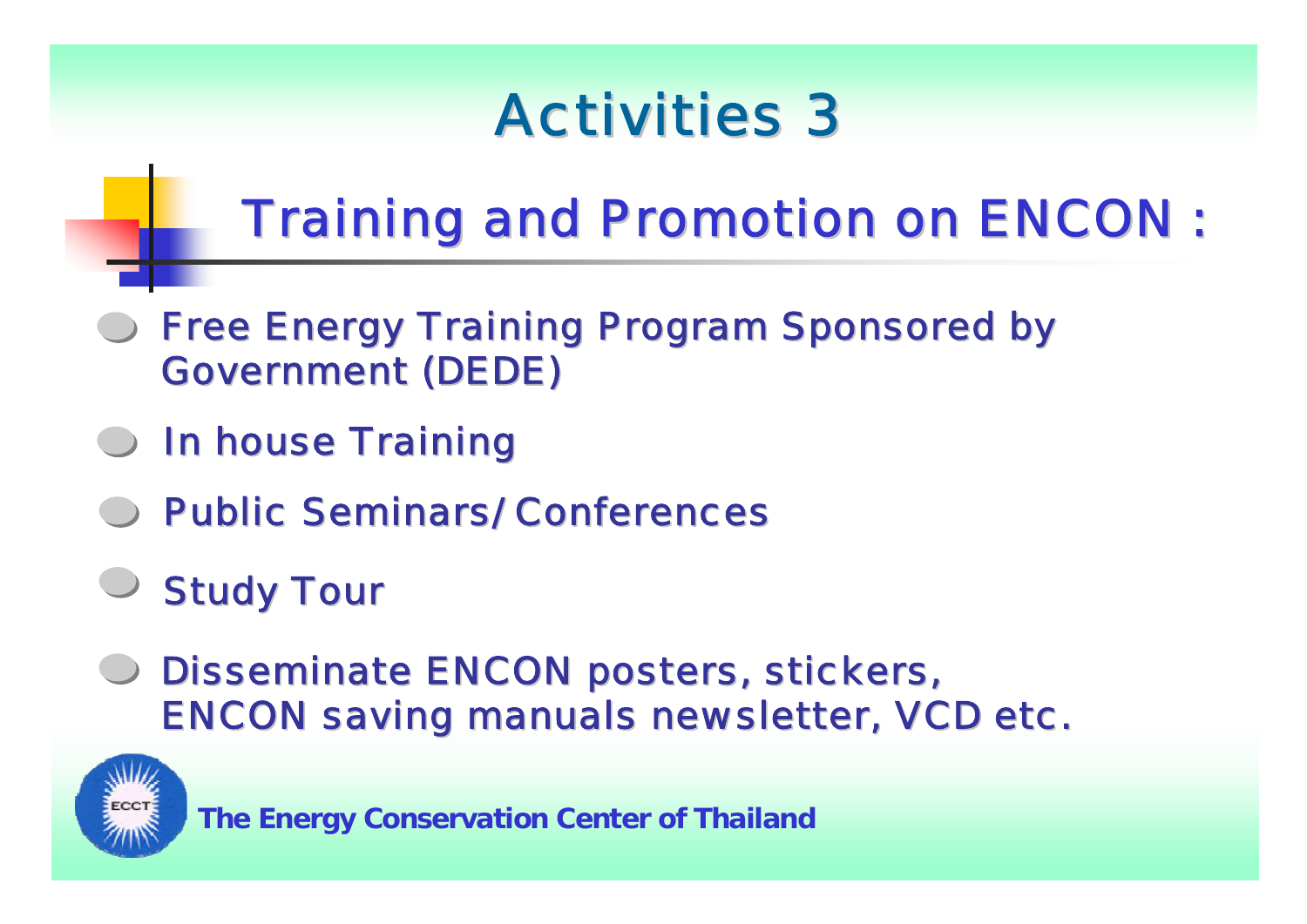# Activities 3

## Training and Promotion on ENCON :

- Free Energy Training Program Sponsored by Government (DEDE)
- In house Training
- Public Seminars/Conferences
- Study Tour
- Disseminate ENCON posters, stickers, ENCON saving manuals newsletter, VCD etc.

**The Energy Conservation Center of Thailand**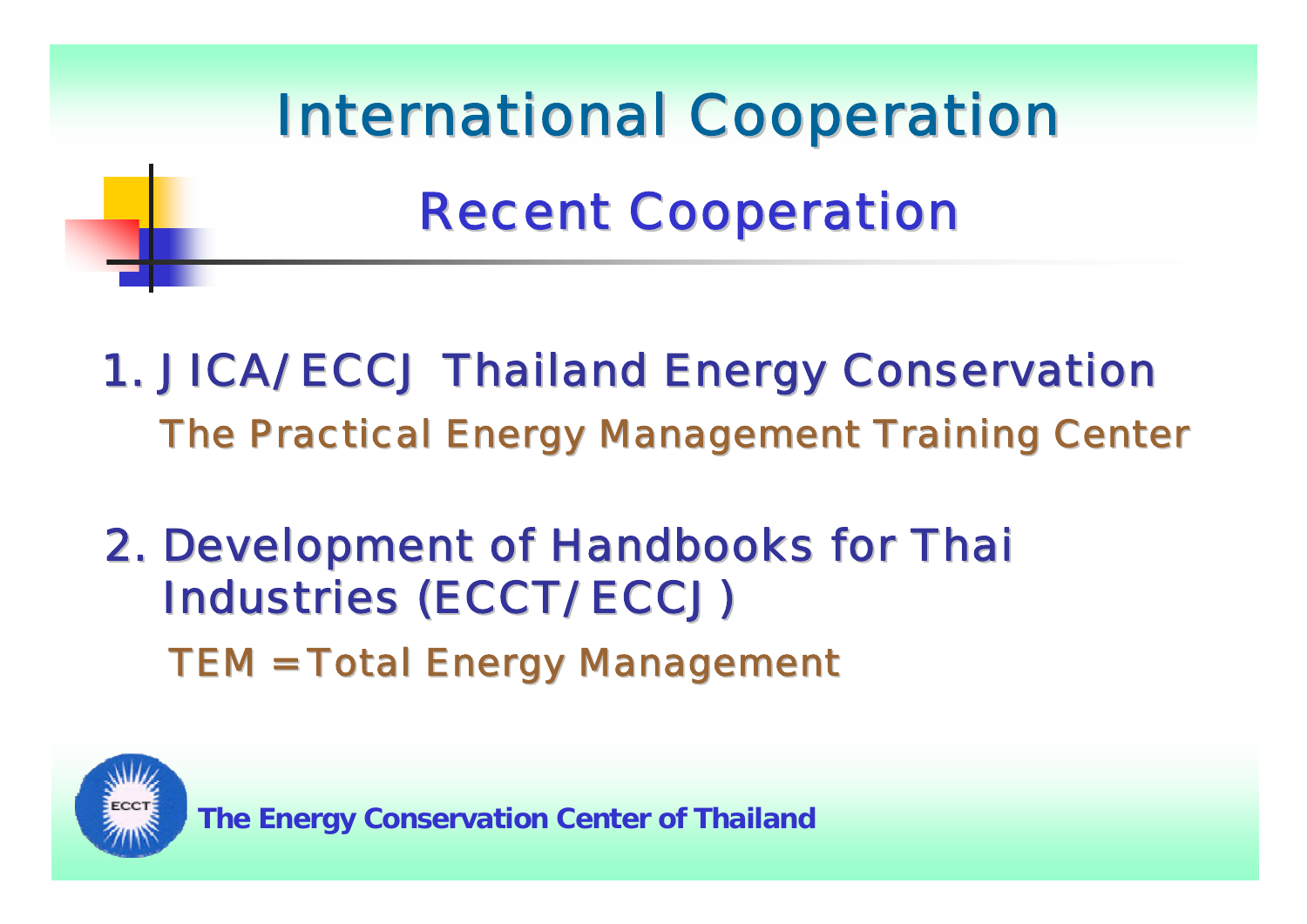# International Cooperation

## Recent Cooperation

1. JICA/ECCJ Thailand Energy Conservation

   The Practical Energy Management Training Center

2. Development of Handbooks for Thai Industries (ECCT/ECCJ)

   TEM = Total Energy Management

The Energy Conservation Center of Thailand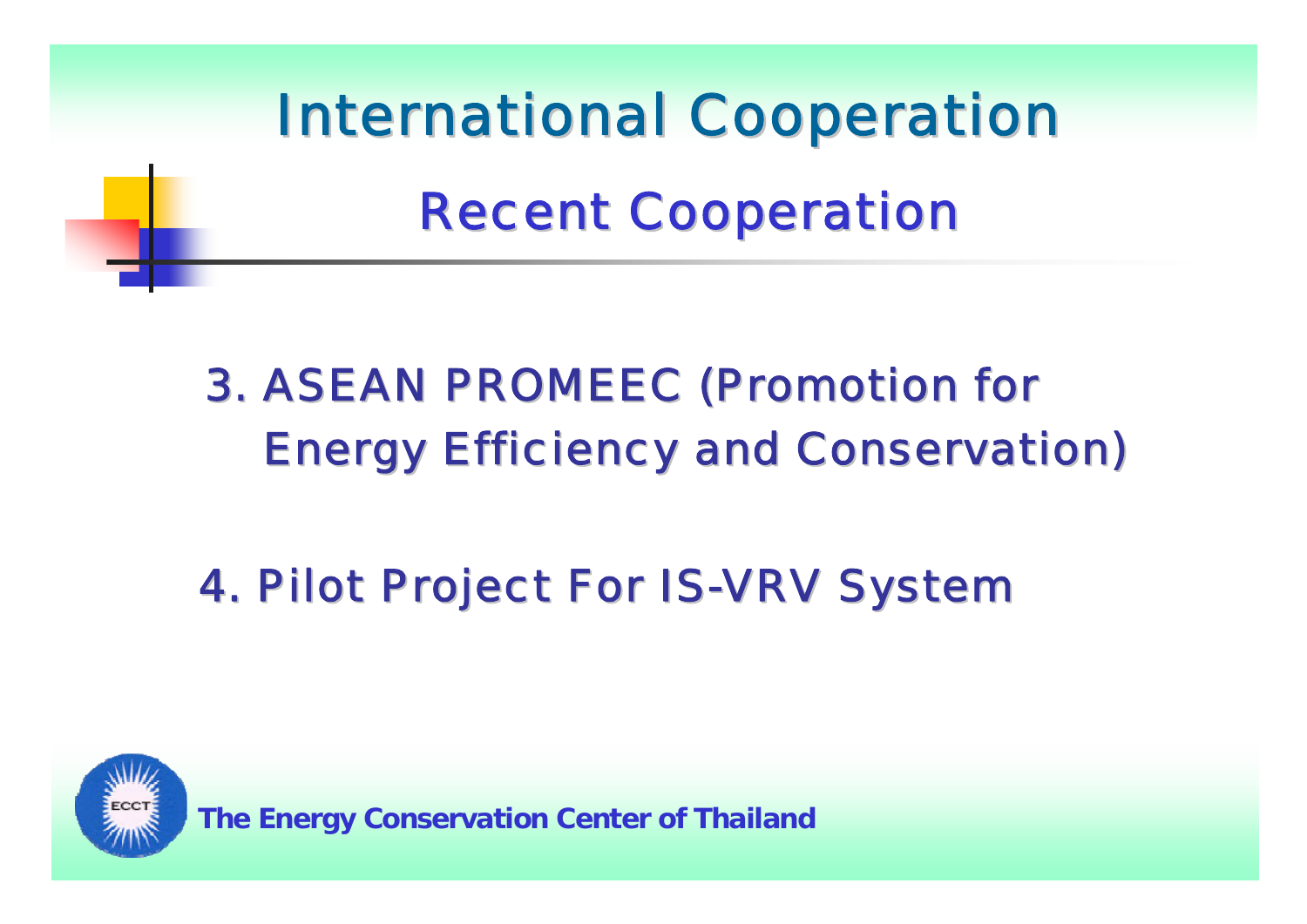# International Cooperation

## Recent Cooperation

3. ASEAN PROMEEC (Promotion for Energy Efficiency and Conservation)

4. Pilot Project For IS-VRV System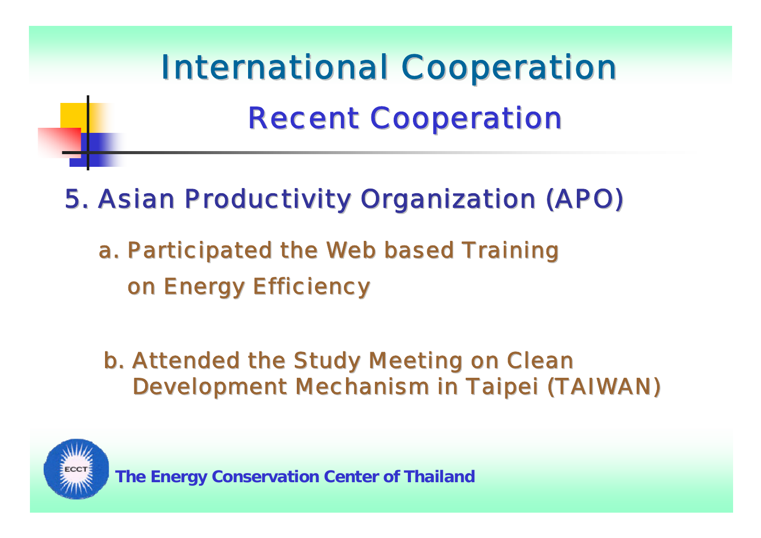# International Cooperation

## Recent Cooperation

### 5. Asian Productivity Organization (APO)

a. Participated the Web based Training on Energy Efficiency

b. Attended the Study Meeting on Clean Development Mechanism in Taipei (TAIWAN)

**The Energy Conservation Center of Thailand**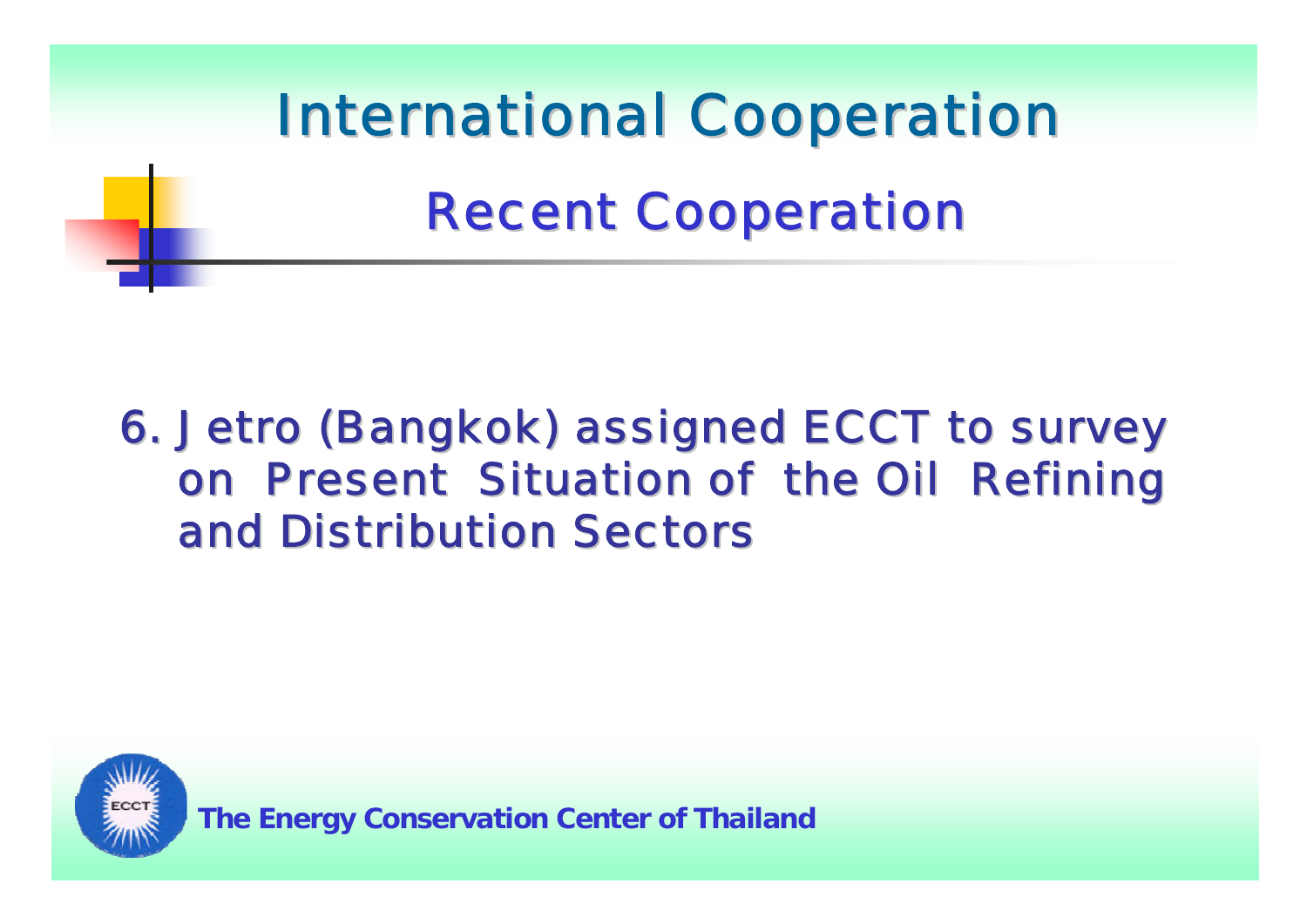# International Cooperation

## Recent Cooperation

6. Jetro (Bangkok) assigned ECCT to survey on Present Situation of the Oil Refining and Distribution Sectors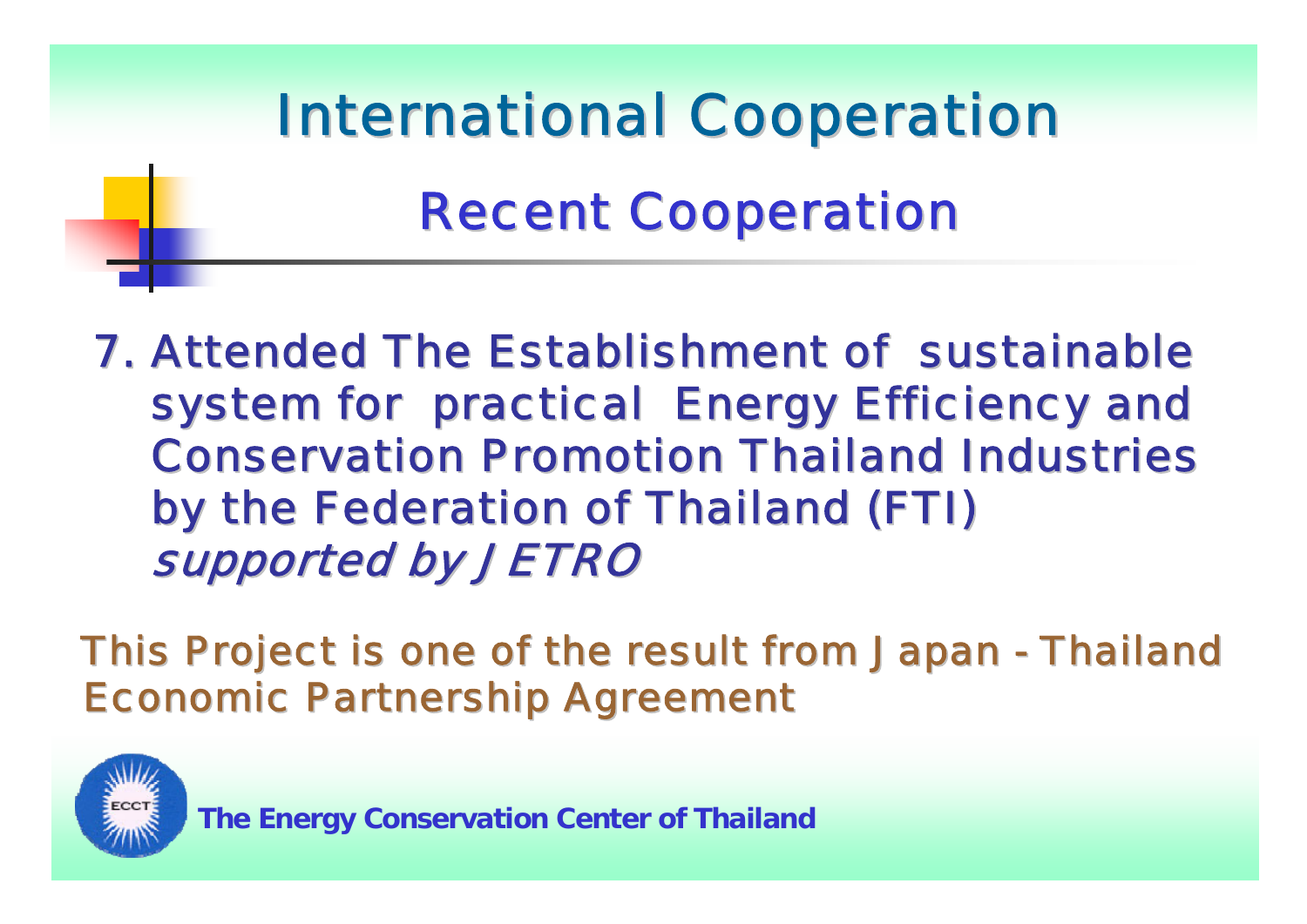# International Cooperation

## Recent Cooperation

7. Attended The Establishment of sustainable system for practical Energy Efficiency and Conservation Promotion Thailand Industries by the Federation of Thailand (FTI) *supported by JETRO*

This Project is one of the result from Japan - Thailand Economic Partnership Agreement

**The Energy Conservation Center of Thailand**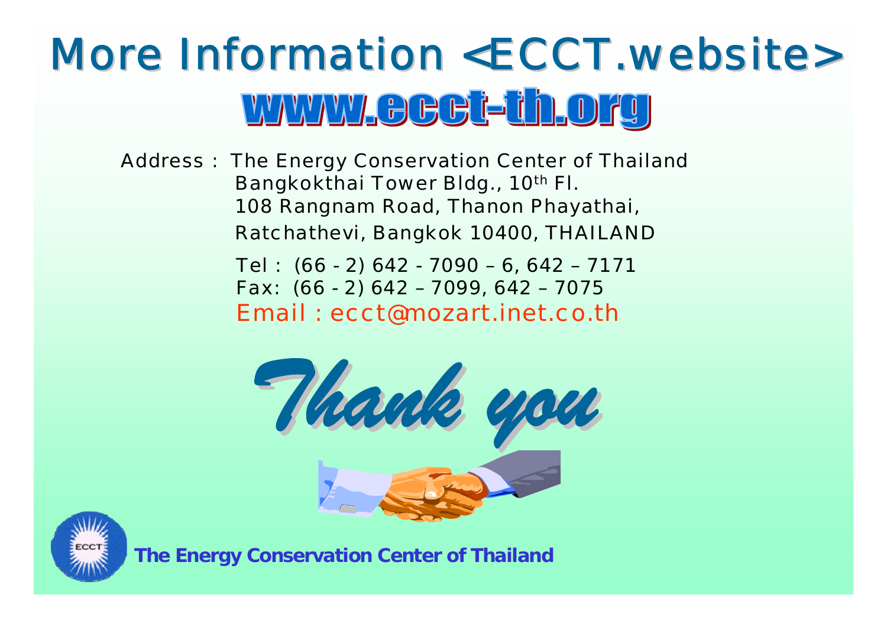# More Information <ECCT.website>

## www.ecct-th.org

Address : The Energy Conservation Center of Thailand
Bangkokthai Tower Bldg., 10th Fl.
108 Rangnam Road, Thanon Phayathai,
Ratchathevi, Bangkok 10400, THAILAND

Tel : (66 - 2) 642 - 7090 – 6, 642 – 7171
Fax: (66 - 2) 642 – 7099, 642 – 7075
Email : ecct@mozart.inet.co.th

*Thank you*

**The Energy Conservation Center of Thailand**